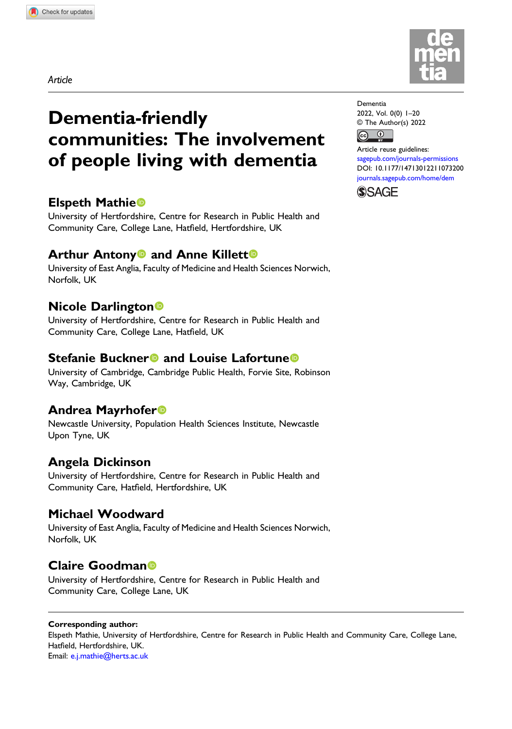Article

# Dementia-friendly communities: The involvement of people living with dementia

Dementia
2022, Vol. 0(0) 1–20
© The Author(s) 2022
Article reuse guidelines:
sagepub.com/journals-permissions
DOI: 10.1177/14713012211073200
journals.sagepub.com/home/dem

**Elspeth Mathie**
University of Hertfordshire, Centre for Research in Public Health and Community Care, College Lane, Hatfield, Hertfordshire, UK

**Arthur Antony and Anne Killett**
University of East Anglia, Faculty of Medicine and Health Sciences Norwich, Norfolk, UK

**Nicole Darlington**
University of Hertfordshire, Centre for Research in Public Health and Community Care, College Lane, Hatfield, UK

**Stefanie Buckner and Louise Lafortune**
University of Cambridge, Cambridge Public Health, Forvie Site, Robinson Way, Cambridge, UK

**Andrea Mayrhofer**
Newcastle University, Population Health Sciences Institute, Newcastle Upon Tyne, UK

**Angela Dickinson**
University of Hertfordshire, Centre for Research in Public Health and Community Care, Hatfield, Hertfordshire, UK

**Michael Woodward**
University of East Anglia, Faculty of Medicine and Health Sciences Norwich, Norfolk, UK

**Claire Goodman**
University of Hertfordshire, Centre for Research in Public Health and Community Care, College Lane, UK

**Corresponding author:**
Elspeth Mathie, University of Hertfordshire, Centre for Research in Public Health and Community Care, College Lane, Hatfield, Hertfordshire, UK.
Email: e.j.mathie@herts.ac.uk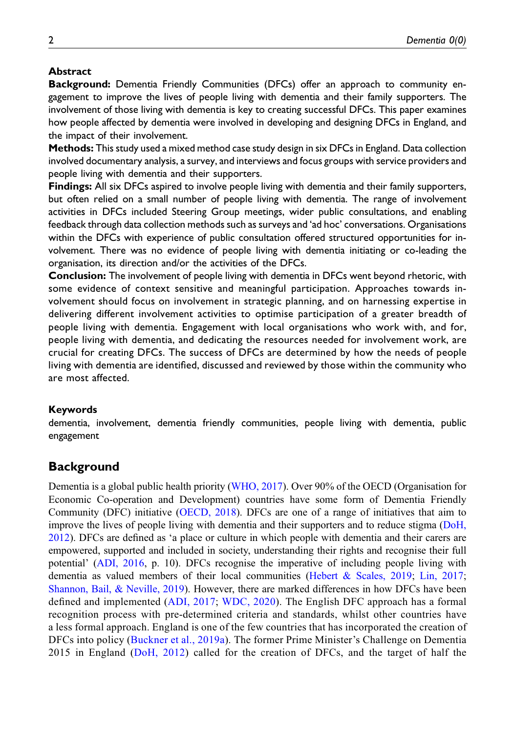## Abstract

**Background:** Dementia Friendly Communities (DFCs) offer an approach to community engagement to improve the lives of people living with dementia and their family supporters. The involvement of those living with dementia is key to creating successful DFCs. This paper examines how people affected by dementia were involved in developing and designing DFCs in England, and the impact of their involvement.

**Methods:** This study used a mixed method case study design in six DFCs in England. Data collection involved documentary analysis, a survey, and interviews and focus groups with service providers and people living with dementia and their supporters.

**Findings:** All six DFCs aspired to involve people living with dementia and their family supporters, but often relied on a small number of people living with dementia. The range of involvement activities in DFCs included Steering Group meetings, wider public consultations, and enabling feedback through data collection methods such as surveys and 'ad hoc' conversations. Organisations within the DFCs with experience of public consultation offered structured opportunities for involvement. There was no evidence of people living with dementia initiating or co-leading the organisation, its direction and/or the activities of the DFCs.

**Conclusion:** The involvement of people living with dementia in DFCs went beyond rhetoric, with some evidence of context sensitive and meaningful participation. Approaches towards involvement should focus on involvement in strategic planning, and on harnessing expertise in delivering different involvement activities to optimise participation of a greater breadth of people living with dementia. Engagement with local organisations who work with, and for, people living with dementia, and dedicating the resources needed for involvement work, are crucial for creating DFCs. The success of DFCs are determined by how the needs of people living with dementia are identified, discussed and reviewed by those within the community who are most affected.

### Keywords

dementia, involvement, dementia friendly communities, people living with dementia, public engagement

## Background

Dementia is a global public health priority (WHO, 2017). Over 90% of the OECD (Organisation for Economic Co-operation and Development) countries have some form of Dementia Friendly Community (DFC) initiative (OECD, 2018). DFCs are one of a range of initiatives that aim to improve the lives of people living with dementia and their supporters and to reduce stigma (DoH, 2012). DFCs are defined as 'a place or culture in which people with dementia and their carers are empowered, supported and included in society, understanding their rights and recognise their full potential' (ADI, 2016, p. 10). DFCs recognise the imperative of including people living with dementia as valued members of their local communities (Hebert & Scales, 2019; Lin, 2017; Shannon, Bail, & Neville, 2019). However, there are marked differences in how DFCs have been defined and implemented (ADI, 2017; WDC, 2020). The English DFC approach has a formal recognition process with pre-determined criteria and standards, whilst other countries have a less formal approach. England is one of the few countries that has incorporated the creation of DFCs into policy (Buckner et al., 2019a). The former Prime Minister's Challenge on Dementia 2015 in England (DoH, 2012) called for the creation of DFCs, and the target of half the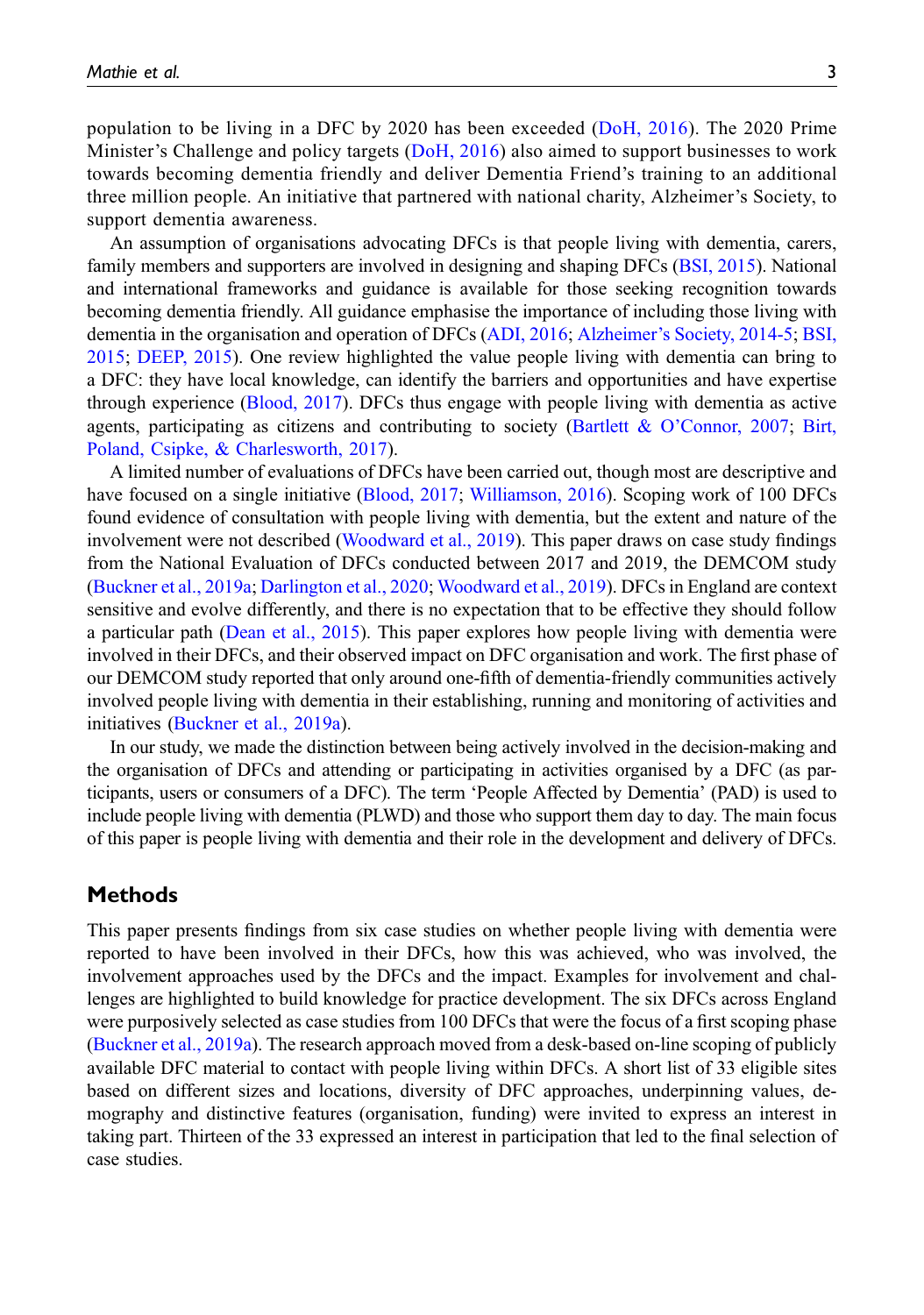population to be living in a DFC by 2020 has been exceeded (DoH, 2016). The 2020 Prime Minister's Challenge and policy targets (DoH, 2016) also aimed to support businesses to work towards becoming dementia friendly and deliver Dementia Friend's training to an additional three million people. An initiative that partnered with national charity, Alzheimer's Society, to support dementia awareness.

An assumption of organisations advocating DFCs is that people living with dementia, carers, family members and supporters are involved in designing and shaping DFCs (BSI, 2015). National and international frameworks and guidance is available for those seeking recognition towards becoming dementia friendly. All guidance emphasise the importance of including those living with dementia in the organisation and operation of DFCs (ADI, 2016; Alzheimer's Society, 2014-5; BSI, 2015; DEEP, 2015). One review highlighted the value people living with dementia can bring to a DFC: they have local knowledge, can identify the barriers and opportunities and have expertise through experience (Blood, 2017). DFCs thus engage with people living with dementia as active agents, participating as citizens and contributing to society (Bartlett & O'Connor, 2007; Birt, Poland, Csipke, & Charlesworth, 2017).

A limited number of evaluations of DFCs have been carried out, though most are descriptive and have focused on a single initiative (Blood, 2017; Williamson, 2016). Scoping work of 100 DFCs found evidence of consultation with people living with dementia, but the extent and nature of the involvement were not described (Woodward et al., 2019). This paper draws on case study findings from the National Evaluation of DFCs conducted between 2017 and 2019, the DEMCOM study (Buckner et al., 2019a; Darlington et al., 2020; Woodward et al., 2019). DFCs in England are context sensitive and evolve differently, and there is no expectation that to be effective they should follow a particular path (Dean et al., 2015). This paper explores how people living with dementia were involved in their DFCs, and their observed impact on DFC organisation and work. The first phase of our DEMCOM study reported that only around one-fifth of dementia-friendly communities actively involved people living with dementia in their establishing, running and monitoring of activities and initiatives (Buckner et al., 2019a).

In our study, we made the distinction between being actively involved in the decision-making and the organisation of DFCs and attending or participating in activities organised by a DFC (as participants, users or consumers of a DFC). The term 'People Affected by Dementia' (PAD) is used to include people living with dementia (PLWD) and those who support them day to day. The main focus of this paper is people living with dementia and their role in the development and delivery of DFCs.

## Methods

This paper presents findings from six case studies on whether people living with dementia were reported to have been involved in their DFCs, how this was achieved, who was involved, the involvement approaches used by the DFCs and the impact. Examples for involvement and challenges are highlighted to build knowledge for practice development. The six DFCs across England were purposively selected as case studies from 100 DFCs that were the focus of a first scoping phase (Buckner et al., 2019a). The research approach moved from a desk-based on-line scoping of publicly available DFC material to contact with people living within DFCs. A short list of 33 eligible sites based on different sizes and locations, diversity of DFC approaches, underpinning values, demography and distinctive features (organisation, funding) were invited to express an interest in taking part. Thirteen of the 33 expressed an interest in participation that led to the final selection of case studies.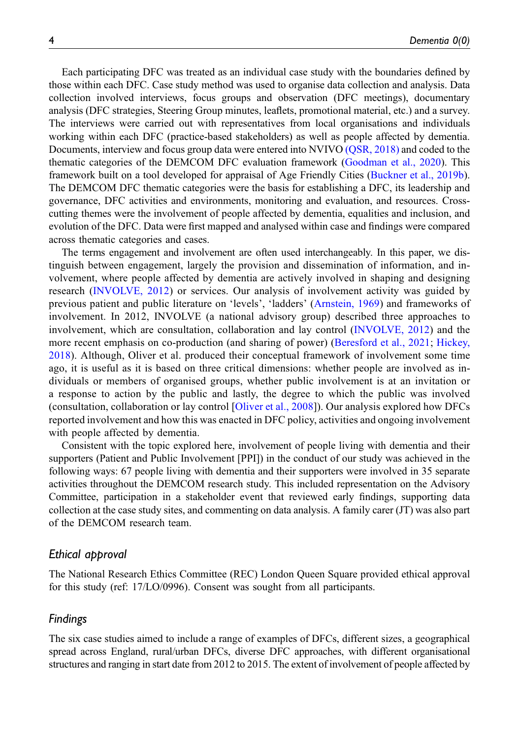Each participating DFC was treated as an individual case study with the boundaries defined by those within each DFC. Case study method was used to organise data collection and analysis. Data collection involved interviews, focus groups and observation (DFC meetings), documentary analysis (DFC strategies, Steering Group minutes, leaflets, promotional material, etc.) and a survey. The interviews were carried out with representatives from local organisations and individuals working within each DFC (practice-based stakeholders) as well as people affected by dementia. Documents, interview and focus group data were entered into NVIVO (QSR, 2018) and coded to the thematic categories of the DEMCOM DFC evaluation framework (Goodman et al., 2020). This framework built on a tool developed for appraisal of Age Friendly Cities (Buckner et al., 2019b). The DEMCOM DFC thematic categories were the basis for establishing a DFC, its leadership and governance, DFC activities and environments, monitoring and evaluation, and resources. Cross-cutting themes were the involvement of people affected by dementia, equalities and inclusion, and evolution of the DFC. Data were first mapped and analysed within case and findings were compared across thematic categories and cases.

The terms engagement and involvement are often used interchangeably. In this paper, we distinguish between engagement, largely the provision and dissemination of information, and involvement, where people affected by dementia are actively involved in shaping and designing research (INVOLVE, 2012) or services. Our analysis of involvement activity was guided by previous patient and public literature on 'levels', 'ladders' (Arnstein, 1969) and frameworks of involvement. In 2012, INVOLVE (a national advisory group) described three approaches to involvement, which are consultation, collaboration and lay control (INVOLVE, 2012) and the more recent emphasis on co-production (and sharing of power) (Beresford et al., 2021; Hickey, 2018). Although, Oliver et al. produced their conceptual framework of involvement some time ago, it is useful as it is based on three critical dimensions: whether people are involved as individuals or members of organised groups, whether public involvement is at an invitation or a response to action by the public and lastly, the degree to which the public was involved (consultation, collaboration or lay control [Oliver et al., 2008]). Our analysis explored how DFCs reported involvement and how this was enacted in DFC policy, activities and ongoing involvement with people affected by dementia.

Consistent with the topic explored here, involvement of people living with dementia and their supporters (Patient and Public Involvement [PPI]) in the conduct of our study was achieved in the following ways: 67 people living with dementia and their supporters were involved in 35 separate activities throughout the DEMCOM research study. This included representation on the Advisory Committee, participation in a stakeholder event that reviewed early findings, supporting data collection at the case study sites, and commenting on data analysis. A family carer (JT) was also part of the DEMCOM research team.

## *Ethical approval*

The National Research Ethics Committee (REC) London Queen Square provided ethical approval for this study (ref: 17/LO/0996). Consent was sought from all participants.

## *Findings*

The six case studies aimed to include a range of examples of DFCs, different sizes, a geographical spread across England, rural/urban DFCs, diverse DFC approaches, with different organisational structures and ranging in start date from 2012 to 2015. The extent of involvement of people affected by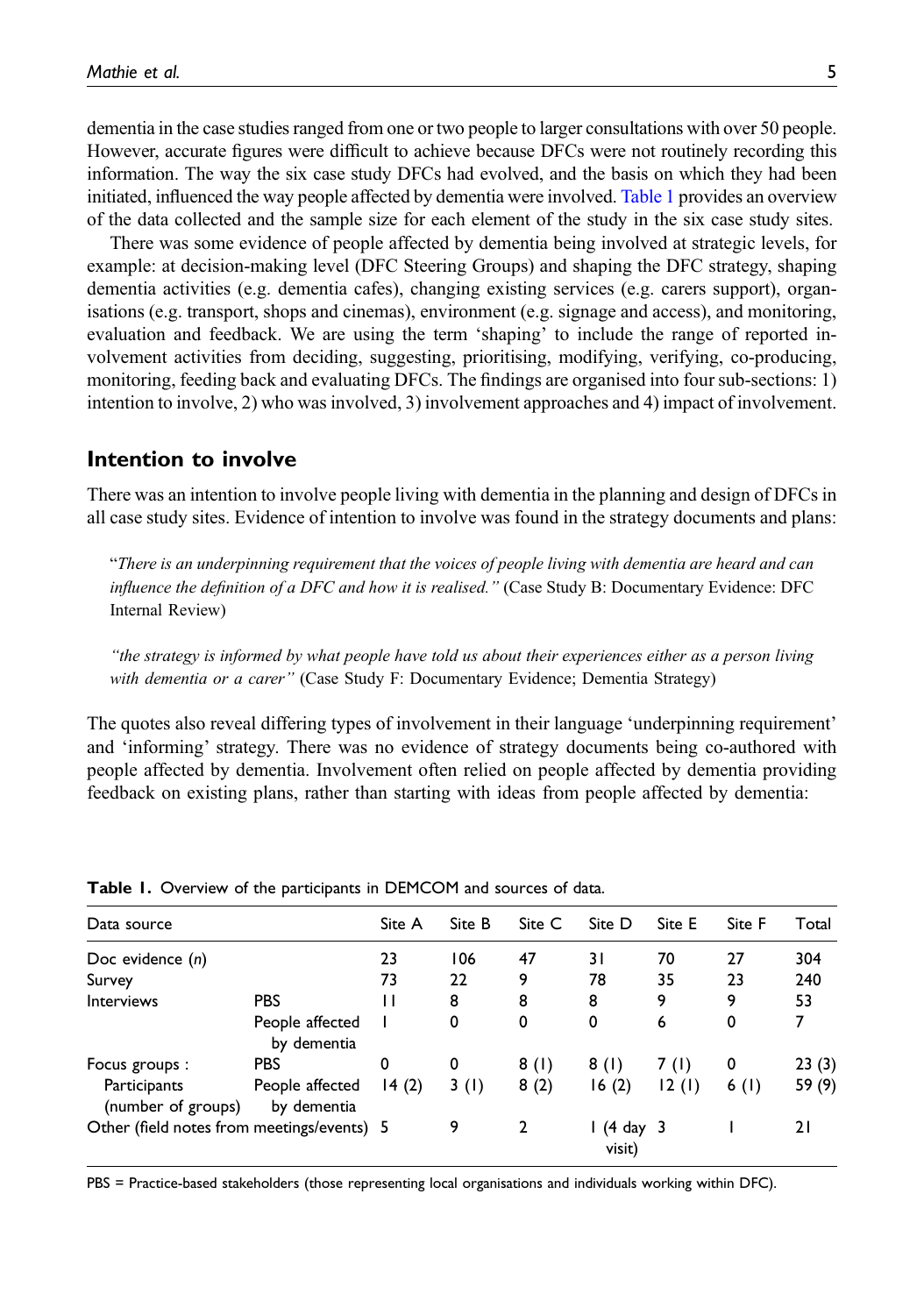dementia in the case studies ranged from one or two people to larger consultations with over 50 people. However, accurate figures were difficult to achieve because DFCs were not routinely recording this information. The way the six case study DFCs had evolved, and the basis on which they had been initiated, influenced the way people affected by dementia were involved. Table 1 provides an overview of the data collected and the sample size for each element of the study in the six case study sites.

There was some evidence of people affected by dementia being involved at strategic levels, for example: at decision-making level (DFC Steering Groups) and shaping the DFC strategy, shaping dementia activities (e.g. dementia cafes), changing existing services (e.g. carers support), organisations (e.g. transport, shops and cinemas), environment (e.g. signage and access), and monitoring, evaluation and feedback. We are using the term 'shaping' to include the range of reported involvement activities from deciding, suggesting, prioritising, modifying, verifying, co-producing, monitoring, feeding back and evaluating DFCs. The findings are organised into four sub-sections: 1) intention to involve, 2) who was involved, 3) involvement approaches and 4) impact of involvement.

## Intention to involve

There was an intention to involve people living with dementia in the planning and design of DFCs in all case study sites. Evidence of intention to involve was found in the strategy documents and plans:

> "*There is an underpinning requirement that the voices of people living with dementia are heard and can influence the definition of a DFC and how it is realised.*" (Case Study B: Documentary Evidence: DFC Internal Review)

> *"the strategy is informed by what people have told us about their experiences either as a person living with dementia or a carer"* (Case Study F: Documentary Evidence; Dementia Strategy)

The quotes also reveal differing types of involvement in their language 'underpinning requirement' and 'informing' strategy. There was no evidence of strategy documents being co-authored with people affected by dementia. Involvement often relied on people affected by dementia providing feedback on existing plans, rather than starting with ideas from people affected by dementia:

**Table 1.** Overview of the participants in DEMCOM and sources of data.

| Data source | | Site A | Site B | Site C | Site D | Site E | Site F | Total |
|---|---|---|---|---|---|---|---|---|
| Doc evidence (*n*) | | 23 | 106 | 47 | 31 | 70 | 27 | 304 |
| Survey | | 73 | 22 | 9 | 78 | 35 | 23 | 240 |
| Interviews | PBS | 11 | 8 | 8 | 8 | 9 | 9 | 53 |
| | People affected by dementia | 1 | 0 | 0 | 0 | 6 | 0 | 7 |
| Focus groups : | PBS | 0 | 0 | 8 (1) | 8 (1) | 7 (1) | 0 | 23 (3) |
| Participants (number of groups) | People affected by dementia | 14 (2) | 3 (1) | 8 (2) | 16 (2) | 12 (1) | 6 (1) | 59 (9) |
| Other (field notes from meetings/events) | | 5 | 9 | 2 | 1 (4 day visit) | 3 | 1 | 21 |

PBS = Practice-based stakeholders (those representing local organisations and individuals working within DFC).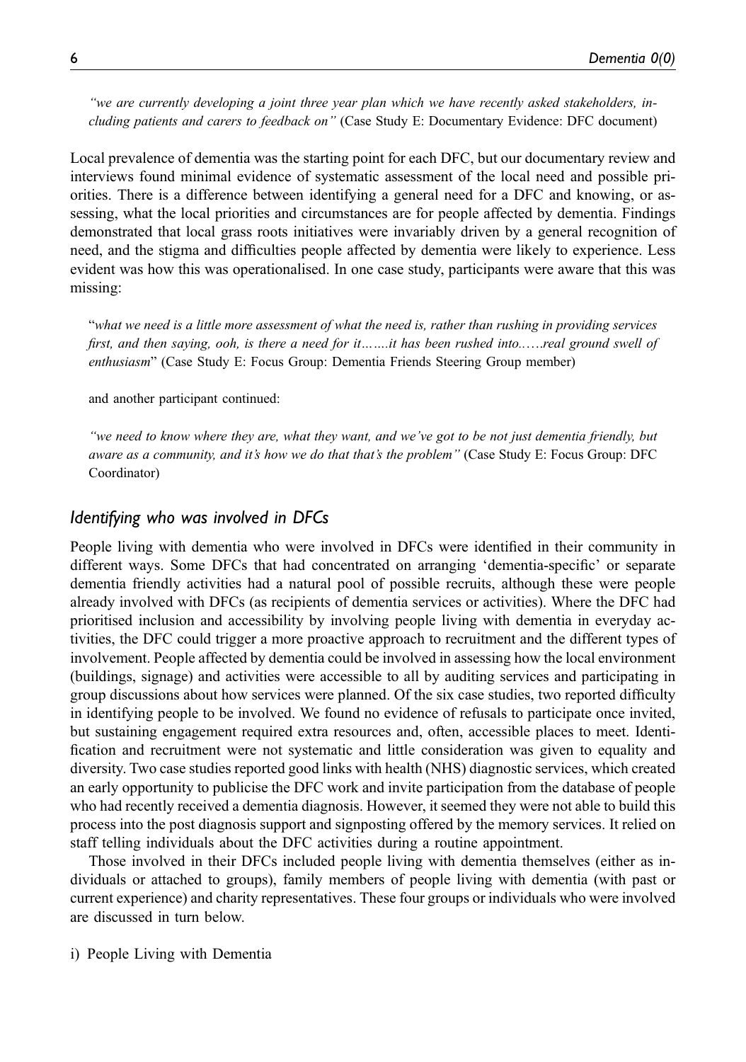*"we are currently developing a joint three year plan which we have recently asked stakeholders, including patients and carers to feedback on"* (Case Study E: Documentary Evidence: DFC document)

Local prevalence of dementia was the starting point for each DFC, but our documentary review and interviews found minimal evidence of systematic assessment of the local need and possible priorities. There is a difference between identifying a general need for a DFC and knowing, or assessing, what the local priorities and circumstances are for people affected by dementia. Findings demonstrated that local grass roots initiatives were invariably driven by a general recognition of need, and the stigma and difficulties people affected by dementia were likely to experience. Less evident was how this was operationalised. In one case study, participants were aware that this was missing:

> "*what we need is a little more assessment of what the need is, rather than rushing in providing services first, and then saying, ooh, is there a need for it…….it has been rushed into.…..real ground swell of enthusiasm*" (Case Study E: Focus Group: Dementia Friends Steering Group member)

and another participant continued:

> *"we need to know where they are, what they want, and we've got to be not just dementia friendly, but aware as a community, and it's how we do that that's the problem"* (Case Study E: Focus Group: DFC Coordinator)

## *Identifying who was involved in DFCs*

People living with dementia who were involved in DFCs were identified in their community in different ways. Some DFCs that had concentrated on arranging 'dementia-specific' or separate dementia friendly activities had a natural pool of possible recruits, although these were people already involved with DFCs (as recipients of dementia services or activities). Where the DFC had prioritised inclusion and accessibility by involving people living with dementia in everyday activities, the DFC could trigger a more proactive approach to recruitment and the different types of involvement. People affected by dementia could be involved in assessing how the local environment (buildings, signage) and activities were accessible to all by auditing services and participating in group discussions about how services were planned. Of the six case studies, two reported difficulty in identifying people to be involved. We found no evidence of refusals to participate once invited, but sustaining engagement required extra resources and, often, accessible places to meet. Identification and recruitment were not systematic and little consideration was given to equality and diversity. Two case studies reported good links with health (NHS) diagnostic services, which created an early opportunity to publicise the DFC work and invite participation from the database of people who had recently received a dementia diagnosis. However, it seemed they were not able to build this process into the post diagnosis support and signposting offered by the memory services. It relied on staff telling individuals about the DFC activities during a routine appointment.

Those involved in their DFCs included people living with dementia themselves (either as individuals or attached to groups), family members of people living with dementia (with past or current experience) and charity representatives. These four groups or individuals who were involved are discussed in turn below.

i) People Living with Dementia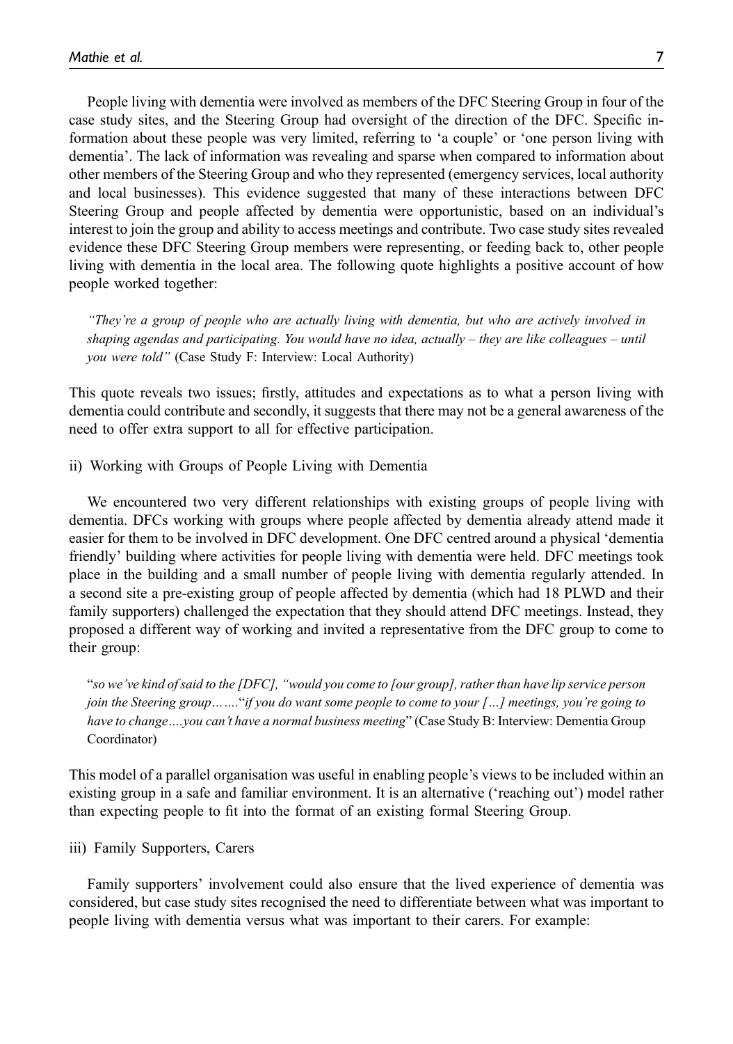People living with dementia were involved as members of the DFC Steering Group in four of the case study sites, and the Steering Group had oversight of the direction of the DFC. Specific information about these people was very limited, referring to 'a couple' or 'one person living with dementia'. The lack of information was revealing and sparse when compared to information about other members of the Steering Group and who they represented (emergency services, local authority and local businesses). This evidence suggested that many of these interactions between DFC Steering Group and people affected by dementia were opportunistic, based on an individual's interest to join the group and ability to access meetings and contribute. Two case study sites revealed evidence these DFC Steering Group members were representing, or feeding back to, other people living with dementia in the local area. The following quote highlights a positive account of how people worked together:

> *"They're a group of people who are actually living with dementia, but who are actively involved in shaping agendas and participating. You would have no idea, actually – they are like colleagues – until you were told"* (Case Study F: Interview: Local Authority)

This quote reveals two issues; firstly, attitudes and expectations as to what a person living with dementia could contribute and secondly, it suggests that there may not be a general awareness of the need to offer extra support to all for effective participation.

ii) Working with Groups of People Living with Dementia

We encountered two very different relationships with existing groups of people living with dementia. DFCs working with groups where people affected by dementia already attend made it easier for them to be involved in DFC development. One DFC centred around a physical 'dementia friendly' building where activities for people living with dementia were held. DFC meetings took place in the building and a small number of people living with dementia regularly attended. In a second site a pre-existing group of people affected by dementia (which had 18 PLWD and their family supporters) challenged the expectation that they should attend DFC meetings. Instead, they proposed a different way of working and invited a representative from the DFC group to come to their group:

> "*so we've kind of said to the [DFC], "would you come to [our group], rather than have lip service person join the Steering group…….*"*if you do want some people to come to your […] meetings, you're going to have to change….you can't have a normal business meeting*" (Case Study B: Interview: Dementia Group Coordinator)

This model of a parallel organisation was useful in enabling people's views to be included within an existing group in a safe and familiar environment. It is an alternative ('reaching out') model rather than expecting people to fit into the format of an existing formal Steering Group.

iii) Family Supporters, Carers

Family supporters' involvement could also ensure that the lived experience of dementia was considered, but case study sites recognised the need to differentiate between what was important to people living with dementia versus what was important to their carers. For example: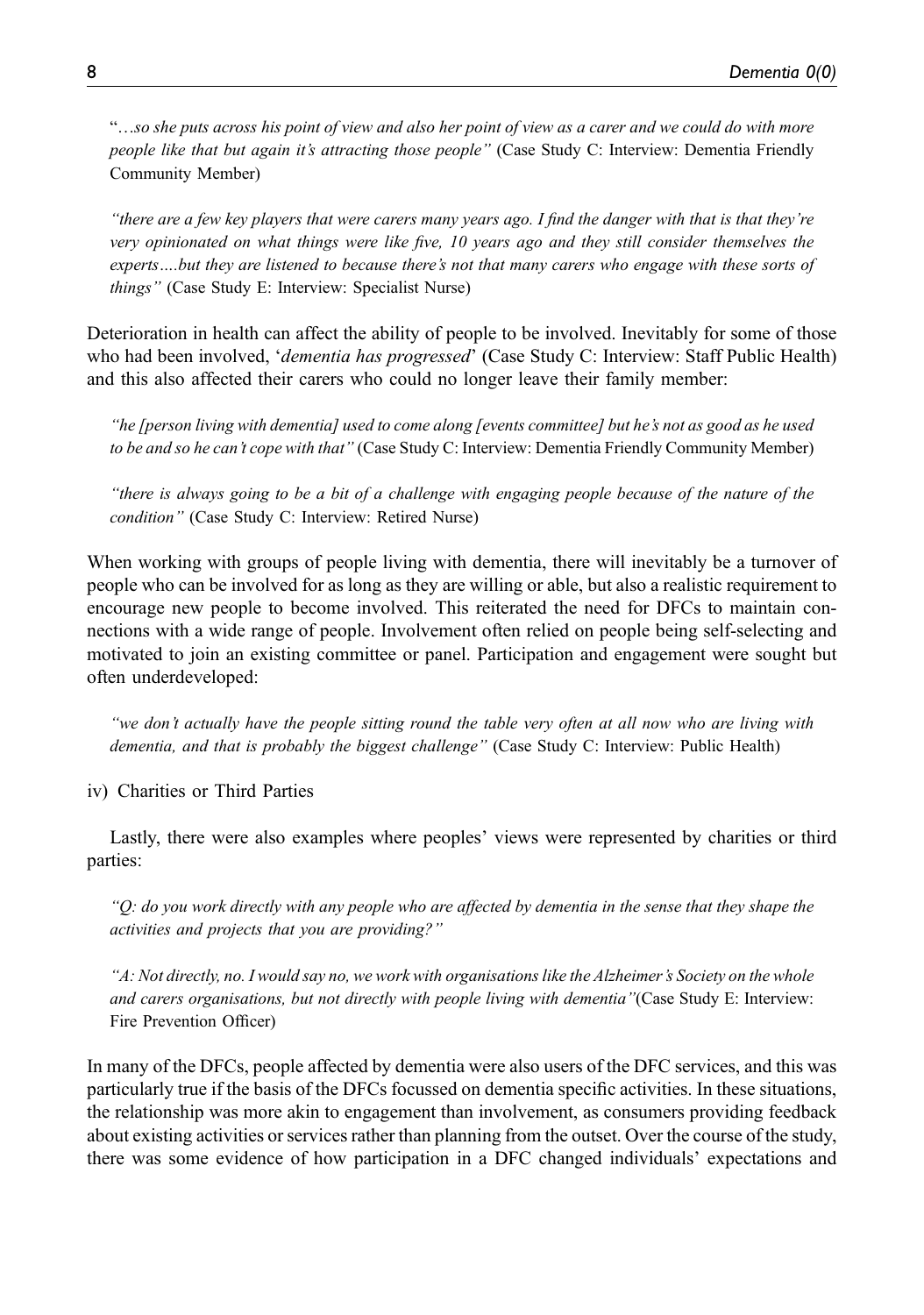"*…so she puts across his point of view and also her point of view as a carer and we could do with more people like that but again it's attracting those people"* (Case Study C: Interview: Dementia Friendly Community Member)

*"there are a few key players that were carers many years ago. I find the danger with that is that they're very opinionated on what things were like five, 10 years ago and they still consider themselves the experts….but they are listened to because there's not that many carers who engage with these sorts of things"* (Case Study E: Interview: Specialist Nurse)

Deterioration in health can affect the ability of people to be involved. Inevitably for some of those who had been involved, '*dementia has progressed*' (Case Study C: Interview: Staff Public Health) and this also affected their carers who could no longer leave their family member:

*"he [person living with dementia] used to come along [events committee] but he's not as good as he used to be and so he can't cope with that"* (Case Study C: Interview: Dementia Friendly Community Member)

*"there is always going to be a bit of a challenge with engaging people because of the nature of the condition"* (Case Study C: Interview: Retired Nurse)

When working with groups of people living with dementia, there will inevitably be a turnover of people who can be involved for as long as they are willing or able, but also a realistic requirement to encourage new people to become involved. This reiterated the need for DFCs to maintain connections with a wide range of people. Involvement often relied on people being self-selecting and motivated to join an existing committee or panel. Participation and engagement were sought but often underdeveloped:

*"we don't actually have the people sitting round the table very often at all now who are living with dementia, and that is probably the biggest challenge"* (Case Study C: Interview: Public Health)

iv) Charities or Third Parties

Lastly, there were also examples where peoples' views were represented by charities or third parties:

*"Q: do you work directly with any people who are affected by dementia in the sense that they shape the activities and projects that you are providing?"*

*"A: Not directly, no. I would say no, we work with organisations like the Alzheimer's Society on the whole and carers organisations, but not directly with people living with dementia"*(Case Study E: Interview: Fire Prevention Officer)

In many of the DFCs, people affected by dementia were also users of the DFC services, and this was particularly true if the basis of the DFCs focussed on dementia specific activities. In these situations, the relationship was more akin to engagement than involvement, as consumers providing feedback about existing activities or services rather than planning from the outset. Over the course of the study, there was some evidence of how participation in a DFC changed individuals' expectations and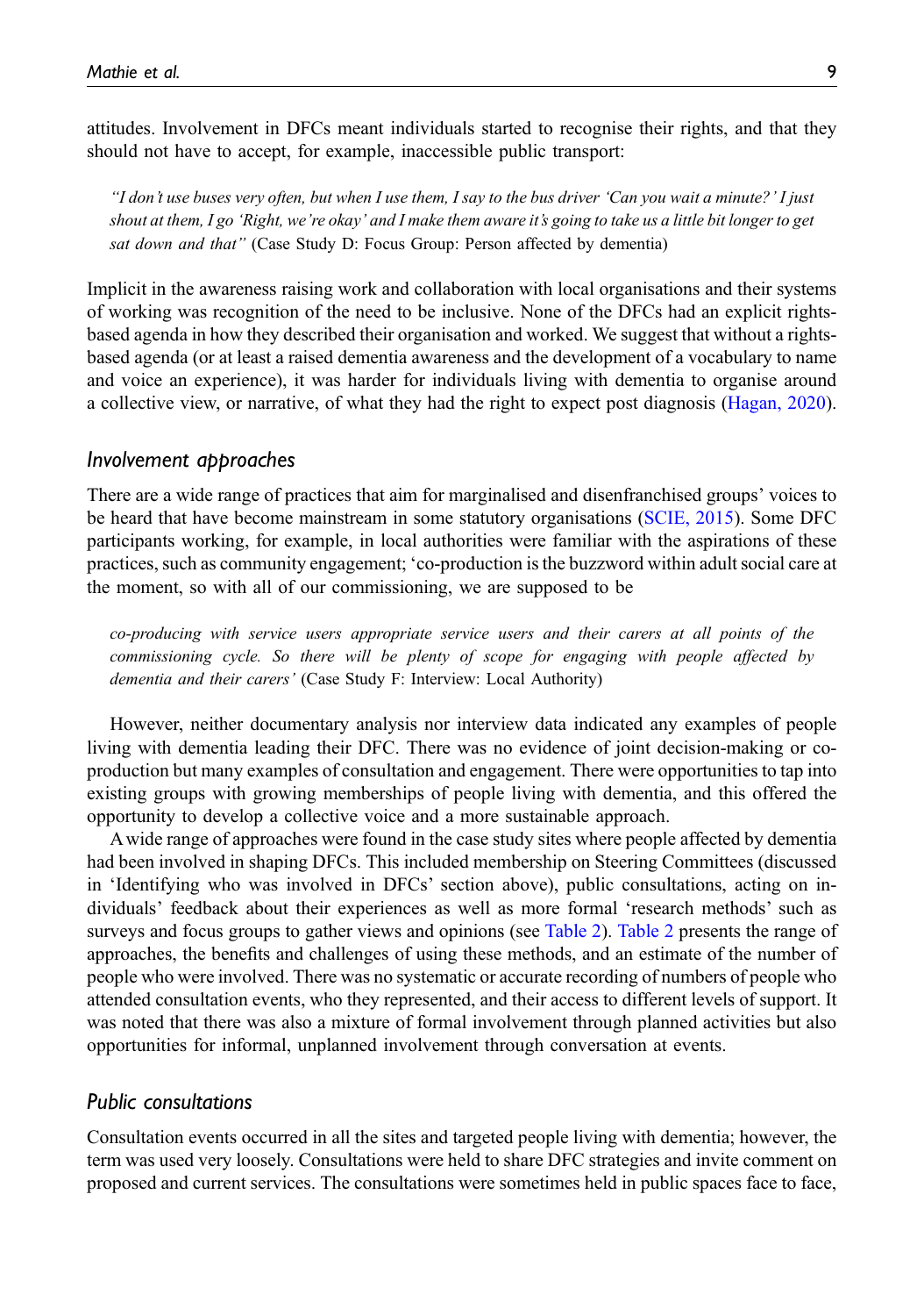attitudes. Involvement in DFCs meant individuals started to recognise their rights, and that they should not have to accept, for example, inaccessible public transport:

> *"I don't use buses very often, but when I use them, I say to the bus driver 'Can you wait a minute?' I just shout at them, I go 'Right, we're okay' and I make them aware it's going to take us a little bit longer to get sat down and that"* (Case Study D: Focus Group: Person affected by dementia)

Implicit in the awareness raising work and collaboration with local organisations and their systems of working was recognition of the need to be inclusive. None of the DFCs had an explicit rights-based agenda in how they described their organisation and worked. We suggest that without a rights-based agenda (or at least a raised dementia awareness and the development of a vocabulary to name and voice an experience), it was harder for individuals living with dementia to organise around a collective view, or narrative, of what they had the right to expect post diagnosis (Hagan, 2020).

### Involvement approaches

There are a wide range of practices that aim for marginalised and disenfranchised groups' voices to be heard that have become mainstream in some statutory organisations (SCIE, 2015). Some DFC participants working, for example, in local authorities were familiar with the aspirations of these practices, such as community engagement; 'co-production is the buzzword within adult social care at the moment, so with all of our commissioning, we are supposed to be

> *co-producing with service users appropriate service users and their carers at all points of the commissioning cycle. So there will be plenty of scope for engaging with people affected by dementia and their carers'* (Case Study F: Interview: Local Authority)

However, neither documentary analysis nor interview data indicated any examples of people living with dementia leading their DFC. There was no evidence of joint decision-making or co-production but many examples of consultation and engagement. There were opportunities to tap into existing groups with growing memberships of people living with dementia, and this offered the opportunity to develop a collective voice and a more sustainable approach.

A wide range of approaches were found in the case study sites where people affected by dementia had been involved in shaping DFCs. This included membership on Steering Committees (discussed in 'Identifying who was involved in DFCs' section above), public consultations, acting on individuals' feedback about their experiences as well as more formal 'research methods' such as surveys and focus groups to gather views and opinions (see Table 2). Table 2 presents the range of approaches, the benefits and challenges of using these methods, and an estimate of the number of people who were involved. There was no systematic or accurate recording of numbers of people who attended consultation events, who they represented, and their access to different levels of support. It was noted that there was also a mixture of formal involvement through planned activities but also opportunities for informal, unplanned involvement through conversation at events.

### Public consultations

Consultation events occurred in all the sites and targeted people living with dementia; however, the term was used very loosely. Consultations were held to share DFC strategies and invite comment on proposed and current services. The consultations were sometimes held in public spaces face to face,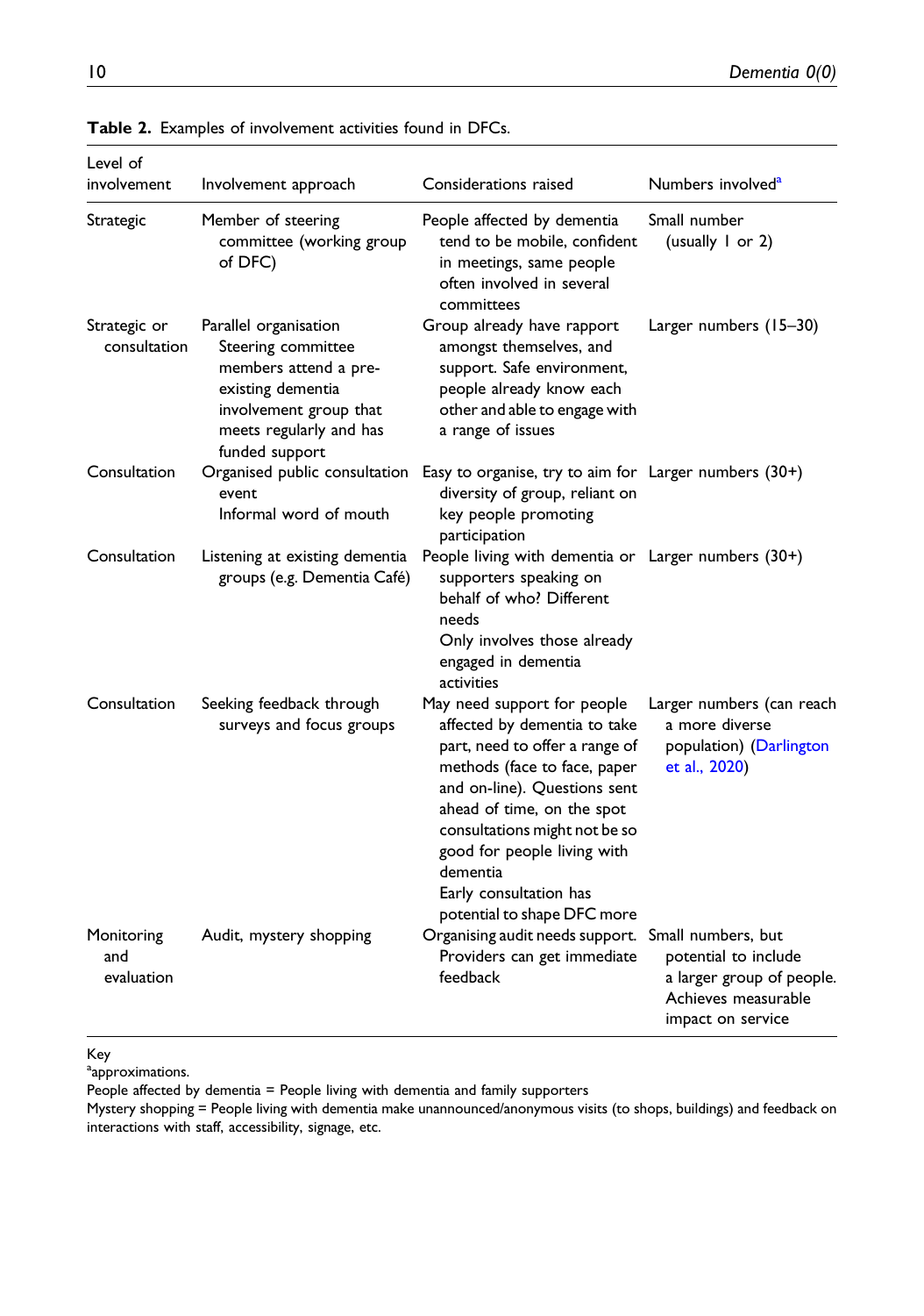**Table 2.** Examples of involvement activities found in DFCs.

| Level of involvement | Involvement approach | Considerations raised | Numbers involved[a] |
|---|---|---|---|
| Strategic | Member of steering committee (working group of DFC) | People affected by dementia tend to be mobile, confident in meetings, same people often involved in several committees | Small number (usually 1 or 2) |
| Strategic or consultation | Parallel organisation Steering committee members attend a pre-existing dementia involvement group that meets regularly and has funded support | Group already have rapport amongst themselves, and support. Safe environment, people already know each other and able to engage with a range of issues | Larger numbers (15–30) |
| Consultation | Organised public consultation event Informal word of mouth | Easy to organise, try to aim for diversity of group, reliant on key people promoting participation | Larger numbers (30+) |
| Consultation | Listening at existing dementia groups (e.g. Dementia Café) | People living with dementia or supporters speaking on behalf of who? Different needs Only involves those already engaged in dementia activities | Larger numbers (30+) |
| Consultation | Seeking feedback through surveys and focus groups | May need support for people affected by dementia to take part, need to offer a range of methods (face to face, paper and on-line). Questions sent ahead of time, on the spot consultations might not be so good for people living with dementia Early consultation has potential to shape DFC more | Larger numbers (can reach a more diverse population) (Darlington et al., 2020) |
| Monitoring and evaluation | Audit, mystery shopping | Organising audit needs support. Providers can get immediate feedback | Small numbers, but potential to include a larger group of people. Achieves measurable impact on service |

Key

[a]approximations.

People affected by dementia = People living with dementia and family supporters

Mystery shopping = People living with dementia make unannounced/anonymous visits (to shops, buildings) and feedback on interactions with staff, accessibility, signage, etc.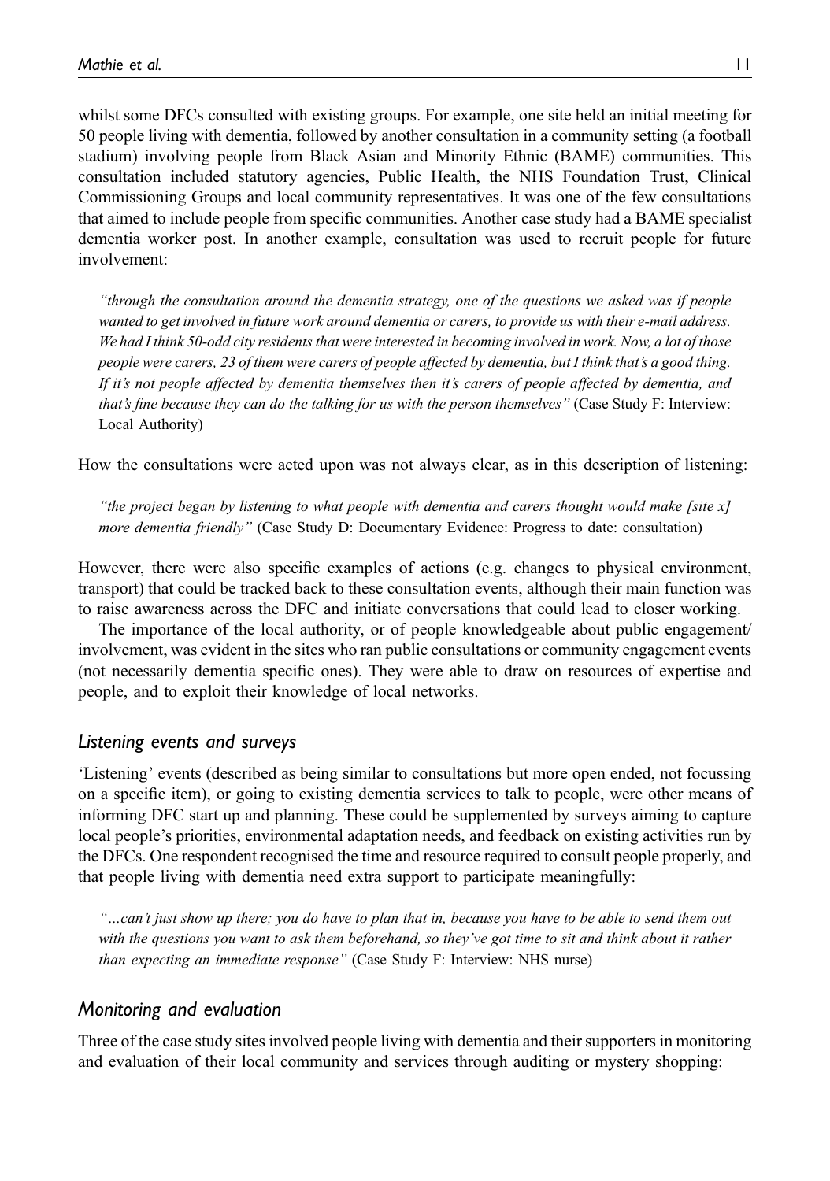whilst some DFCs consulted with existing groups. For example, one site held an initial meeting for 50 people living with dementia, followed by another consultation in a community setting (a football stadium) involving people from Black Asian and Minority Ethnic (BAME) communities. This consultation included statutory agencies, Public Health, the NHS Foundation Trust, Clinical Commissioning Groups and local community representatives. It was one of the few consultations that aimed to include people from specific communities. Another case study had a BAME specialist dementia worker post. In another example, consultation was used to recruit people for future involvement:

> *"through the consultation around the dementia strategy, one of the questions we asked was if people wanted to get involved in future work around dementia or carers, to provide us with their e-mail address. We had I think 50-odd city residents that were interested in becoming involved in work. Now, a lot of those people were carers, 23 of them were carers of people affected by dementia, but I think that's a good thing. If it's not people affected by dementia themselves then it's carers of people affected by dementia, and that's fine because they can do the talking for us with the person themselves"* (Case Study F: Interview: Local Authority)

How the consultations were acted upon was not always clear, as in this description of listening:

> *"the project began by listening to what people with dementia and carers thought would make [site x] more dementia friendly"* (Case Study D: Documentary Evidence: Progress to date: consultation)

However, there were also specific examples of actions (e.g. changes to physical environment, transport) that could be tracked back to these consultation events, although their main function was to raise awareness across the DFC and initiate conversations that could lead to closer working.

The importance of the local authority, or of people knowledgeable about public engagement/involvement, was evident in the sites who ran public consultations or community engagement events (not necessarily dementia specific ones). They were able to draw on resources of expertise and people, and to exploit their knowledge of local networks.

### *Listening events and surveys*

'Listening' events (described as being similar to consultations but more open ended, not focussing on a specific item), or going to existing dementia services to talk to people, were other means of informing DFC start up and planning. These could be supplemented by surveys aiming to capture local people's priorities, environmental adaptation needs, and feedback on existing activities run by the DFCs. One respondent recognised the time and resource required to consult people properly, and that people living with dementia need extra support to participate meaningfully:

> *"…can't just show up there; you do have to plan that in, because you have to be able to send them out with the questions you want to ask them beforehand, so they've got time to sit and think about it rather than expecting an immediate response"* (Case Study F: Interview: NHS nurse)

### *Monitoring and evaluation*

Three of the case study sites involved people living with dementia and their supporters in monitoring and evaluation of their local community and services through auditing or mystery shopping: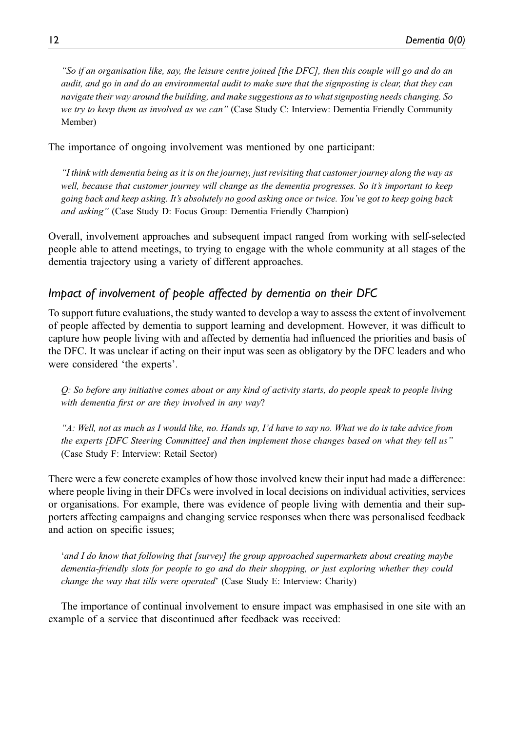*"So if an organisation like, say, the leisure centre joined [the DFC], then this couple will go and do an audit, and go in and do an environmental audit to make sure that the signposting is clear, that they can navigate their way around the building, and make suggestions as to what signposting needs changing. So we try to keep them as involved as we can"* (Case Study C: Interview: Dementia Friendly Community Member)

The importance of ongoing involvement was mentioned by one participant:

*"I think with dementia being as it is on the journey, just revisiting that customer journey along the way as well, because that customer journey will change as the dementia progresses. So it's important to keep going back and keep asking. It's absolutely no good asking once or twice. You've got to keep going back and asking"* (Case Study D: Focus Group: Dementia Friendly Champion)

Overall, involvement approaches and subsequent impact ranged from working with self-selected people able to attend meetings, to trying to engage with the whole community at all stages of the dementia trajectory using a variety of different approaches.

### *Impact of involvement of people affected by dementia on their DFC*

To support future evaluations, the study wanted to develop a way to assess the extent of involvement of people affected by dementia to support learning and development. However, it was difficult to capture how people living with and affected by dementia had influenced the priorities and basis of the DFC. It was unclear if acting on their input was seen as obligatory by the DFC leaders and who were considered 'the experts'.

*Q: So before any initiative comes about or any kind of activity starts, do people speak to people living with dementia first or are they involved in any way*?

*"A: Well, not as much as I would like, no. Hands up, I'd have to say no. What we do is take advice from the experts [DFC Steering Committee] and then implement those changes based on what they tell us"* (Case Study F: Interview: Retail Sector)

There were a few concrete examples of how those involved knew their input had made a difference: where people living in their DFCs were involved in local decisions on individual activities, services or organisations. For example, there was evidence of people living with dementia and their supporters affecting campaigns and changing service responses when there was personalised feedback and action on specific issues;

'*and I do know that following that [survey] the group approached supermarkets about creating maybe dementia-friendly slots for people to go and do their shopping, or just exploring whether they could change the way that tills were operated*' (Case Study E: Interview: Charity)

The importance of continual involvement to ensure impact was emphasised in one site with an example of a service that discontinued after feedback was received: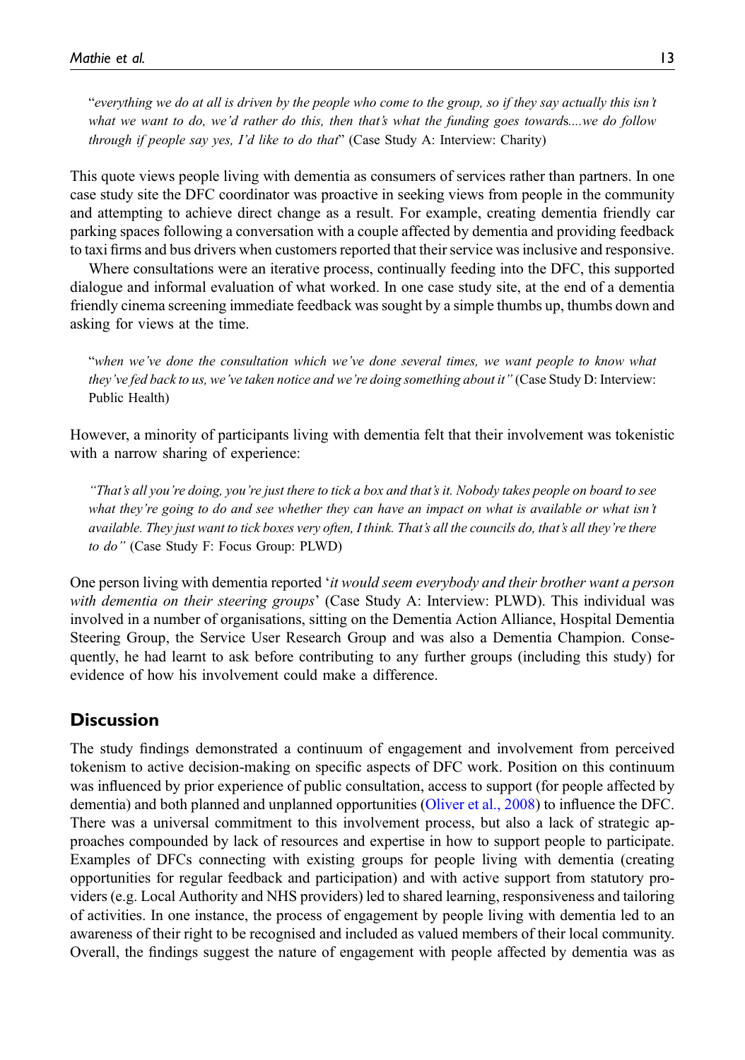"*everything we do at all is driven by the people who come to the group, so if they say actually this isn't what we want to do, we'd rather do this, then that's what the funding goes towards....we do follow through if people say yes, I'd like to do that*" (Case Study A: Interview: Charity)

This quote views people living with dementia as consumers of services rather than partners. In one case study site the DFC coordinator was proactive in seeking views from people in the community and attempting to achieve direct change as a result. For example, creating dementia friendly car parking spaces following a conversation with a couple affected by dementia and providing feedback to taxi firms and bus drivers when customers reported that their service was inclusive and responsive.

Where consultations were an iterative process, continually feeding into the DFC, this supported dialogue and informal evaluation of what worked. In one case study site, at the end of a dementia friendly cinema screening immediate feedback was sought by a simple thumbs up, thumbs down and asking for views at the time.

"*when we've done the consultation which we've done several times, we want people to know what they've fed back to us, we've taken notice and we're doing something about it*" (Case Study D: Interview: Public Health)

However, a minority of participants living with dementia felt that their involvement was tokenistic with a narrow sharing of experience:

*"That's all you're doing, you're just there to tick a box and that's it. Nobody takes people on board to see what they're going to do and see whether they can have an impact on what is available or what isn't available. They just want to tick boxes very often, I think. That's all the councils do, that's all they're there to do"* (Case Study F: Focus Group: PLWD)

One person living with dementia reported '*it would seem everybody and their brother want a person with dementia on their steering groups*' (Case Study A: Interview: PLWD). This individual was involved in a number of organisations, sitting on the Dementia Action Alliance, Hospital Dementia Steering Group, the Service User Research Group and was also a Dementia Champion. Consequently, he had learnt to ask before contributing to any further groups (including this study) for evidence of how his involvement could make a difference.

## Discussion

The study findings demonstrated a continuum of engagement and involvement from perceived tokenism to active decision-making on specific aspects of DFC work. Position on this continuum was influenced by prior experience of public consultation, access to support (for people affected by dementia) and both planned and unplanned opportunities (Oliver et al., 2008) to influence the DFC. There was a universal commitment to this involvement process, but also a lack of strategic approaches compounded by lack of resources and expertise in how to support people to participate. Examples of DFCs connecting with existing groups for people living with dementia (creating opportunities for regular feedback and participation) and with active support from statutory providers (e.g. Local Authority and NHS providers) led to shared learning, responsiveness and tailoring of activities. In one instance, the process of engagement by people living with dementia led to an awareness of their right to be recognised and included as valued members of their local community. Overall, the findings suggest the nature of engagement with people affected by dementia was as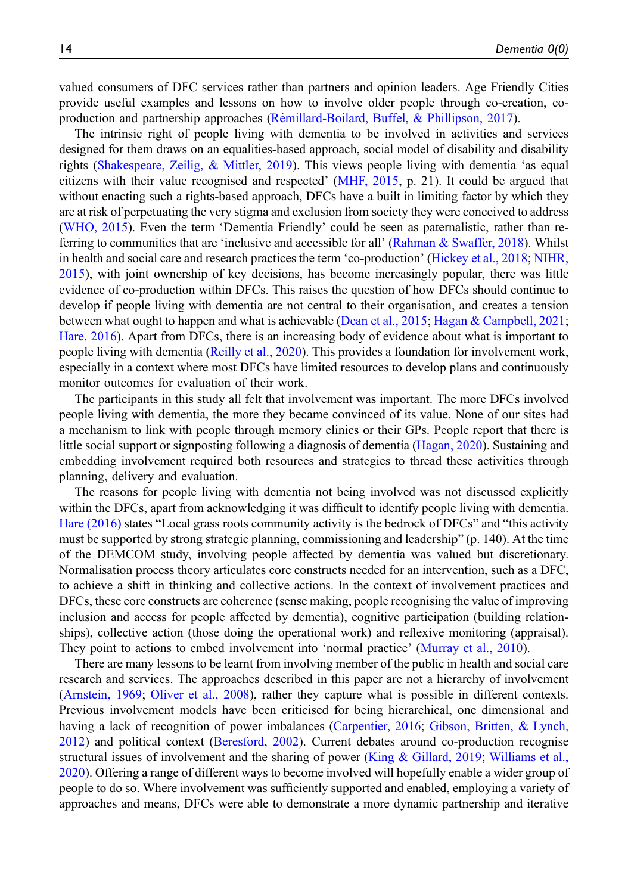valued consumers of DFC services rather than partners and opinion leaders. Age Friendly Cities provide useful examples and lessons on how to involve older people through co-creation, co-production and partnership approaches (Rémillard-Boilard, Buffel, & Phillipson, 2017).

The intrinsic right of people living with dementia to be involved in activities and services designed for them draws on an equalities-based approach, social model of disability and disability rights (Shakespeare, Zeilig, & Mittler, 2019). This views people living with dementia 'as equal citizens with their value recognised and respected' (MHF, 2015, p. 21). It could be argued that without enacting such a rights-based approach, DFCs have a built in limiting factor by which they are at risk of perpetuating the very stigma and exclusion from society they were conceived to address (WHO, 2015). Even the term 'Dementia Friendly' could be seen as paternalistic, rather than referring to communities that are 'inclusive and accessible for all' (Rahman & Swaffer, 2018). Whilst in health and social care and research practices the term 'co-production' (Hickey et al., 2018; NIHR, 2015), with joint ownership of key decisions, has become increasingly popular, there was little evidence of co-production within DFCs. This raises the question of how DFCs should continue to develop if people living with dementia are not central to their organisation, and creates a tension between what ought to happen and what is achievable (Dean et al., 2015; Hagan & Campbell, 2021; Hare, 2016). Apart from DFCs, there is an increasing body of evidence about what is important to people living with dementia (Reilly et al., 2020). This provides a foundation for involvement work, especially in a context where most DFCs have limited resources to develop plans and continuously monitor outcomes for evaluation of their work.

The participants in this study all felt that involvement was important. The more DFCs involved people living with dementia, the more they became convinced of its value. None of our sites had a mechanism to link with people through memory clinics or their GPs. People report that there is little social support or signposting following a diagnosis of dementia (Hagan, 2020). Sustaining and embedding involvement required both resources and strategies to thread these activities through planning, delivery and evaluation.

The reasons for people living with dementia not being involved was not discussed explicitly within the DFCs, apart from acknowledging it was difficult to identify people living with dementia. Hare (2016) states "Local grass roots community activity is the bedrock of DFCs" and "this activity must be supported by strong strategic planning, commissioning and leadership" (p. 140). At the time of the DEMCOM study, involving people affected by dementia was valued but discretionary. Normalisation process theory articulates core constructs needed for an intervention, such as a DFC, to achieve a shift in thinking and collective actions. In the context of involvement practices and DFCs, these core constructs are coherence (sense making, people recognising the value of improving inclusion and access for people affected by dementia), cognitive participation (building relationships), collective action (those doing the operational work) and reflexive monitoring (appraisal). They point to actions to embed involvement into 'normal practice' (Murray et al., 2010).

There are many lessons to be learnt from involving member of the public in health and social care research and services. The approaches described in this paper are not a hierarchy of involvement (Arnstein, 1969; Oliver et al., 2008), rather they capture what is possible in different contexts. Previous involvement models have been criticised for being hierarchical, one dimensional and having a lack of recognition of power imbalances (Carpentier, 2016; Gibson, Britten, & Lynch, 2012) and political context (Beresford, 2002). Current debates around co-production recognise structural issues of involvement and the sharing of power (King & Gillard, 2019; Williams et al., 2020). Offering a range of different ways to become involved will hopefully enable a wider group of people to do so. Where involvement was sufficiently supported and enabled, employing a variety of approaches and means, DFCs were able to demonstrate a more dynamic partnership and iterative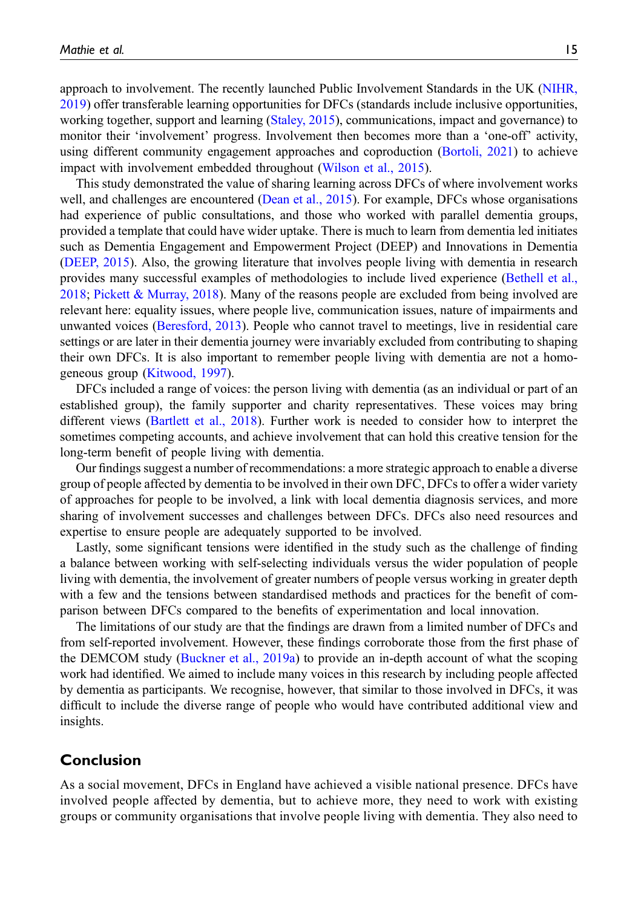approach to involvement. The recently launched Public Involvement Standards in the UK (NIHR, 2019) offer transferable learning opportunities for DFCs (standards include inclusive opportunities, working together, support and learning (Staley, 2015), communications, impact and governance) to monitor their 'involvement' progress. Involvement then becomes more than a 'one-off' activity, using different community engagement approaches and coproduction (Bortoli, 2021) to achieve impact with involvement embedded throughout (Wilson et al., 2015).

This study demonstrated the value of sharing learning across DFCs of where involvement works well, and challenges are encountered (Dean et al., 2015). For example, DFCs whose organisations had experience of public consultations, and those who worked with parallel dementia groups, provided a template that could have wider uptake. There is much to learn from dementia led initiates such as Dementia Engagement and Empowerment Project (DEEP) and Innovations in Dementia (DEEP, 2015). Also, the growing literature that involves people living with dementia in research provides many successful examples of methodologies to include lived experience (Bethell et al., 2018; Pickett & Murray, 2018). Many of the reasons people are excluded from being involved are relevant here: equality issues, where people live, communication issues, nature of impairments and unwanted voices (Beresford, 2013). People who cannot travel to meetings, live in residential care settings or are later in their dementia journey were invariably excluded from contributing to shaping their own DFCs. It is also important to remember people living with dementia are not a homogeneous group (Kitwood, 1997).

DFCs included a range of voices: the person living with dementia (as an individual or part of an established group), the family supporter and charity representatives. These voices may bring different views (Bartlett et al., 2018). Further work is needed to consider how to interpret the sometimes competing accounts, and achieve involvement that can hold this creative tension for the long-term benefit of people living with dementia.

Our findings suggest a number of recommendations: a more strategic approach to enable a diverse group of people affected by dementia to be involved in their own DFC, DFCs to offer a wider variety of approaches for people to be involved, a link with local dementia diagnosis services, and more sharing of involvement successes and challenges between DFCs. DFCs also need resources and expertise to ensure people are adequately supported to be involved.

Lastly, some significant tensions were identified in the study such as the challenge of finding a balance between working with self-selecting individuals versus the wider population of people living with dementia, the involvement of greater numbers of people versus working in greater depth with a few and the tensions between standardised methods and practices for the benefit of comparison between DFCs compared to the benefits of experimentation and local innovation.

The limitations of our study are that the findings are drawn from a limited number of DFCs and from self-reported involvement. However, these findings corroborate those from the first phase of the DEMCOM study (Buckner et al., 2019a) to provide an in-depth account of what the scoping work had identified. We aimed to include many voices in this research by including people affected by dementia as participants. We recognise, however, that similar to those involved in DFCs, it was difficult to include the diverse range of people who would have contributed additional view and insights.

## Conclusion

As a social movement, DFCs in England have achieved a visible national presence. DFCs have involved people affected by dementia, but to achieve more, they need to work with existing groups or community organisations that involve people living with dementia. They also need to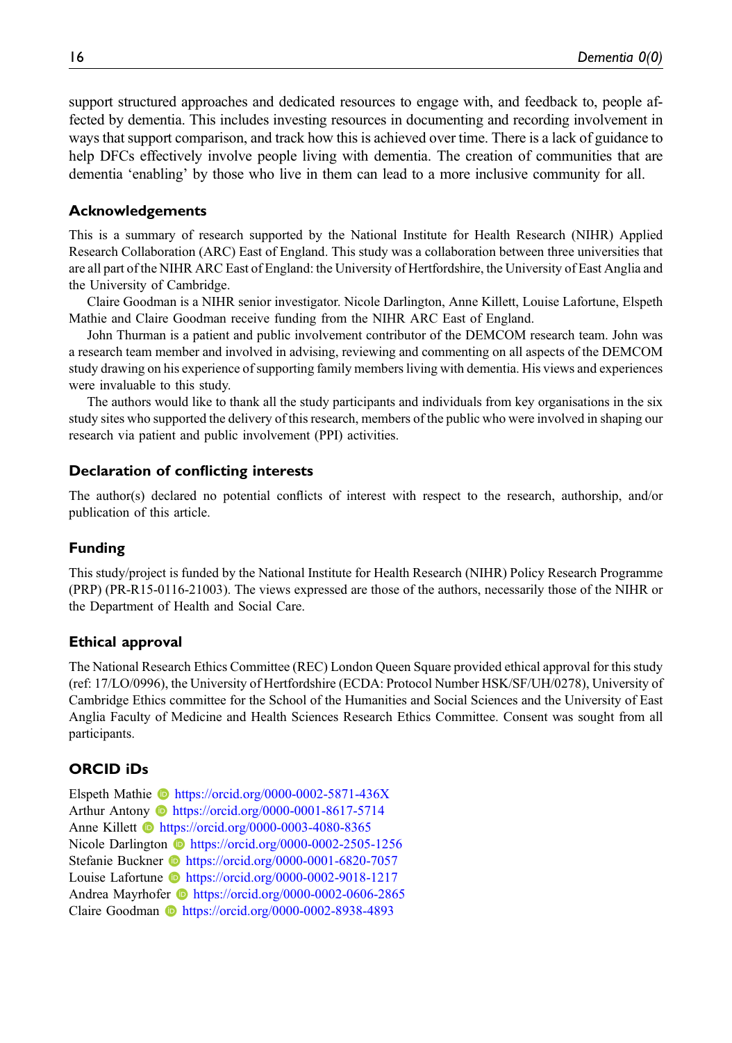support structured approaches and dedicated resources to engage with, and feedback to, people affected by dementia. This includes investing resources in documenting and recording involvement in ways that support comparison, and track how this is achieved over time. There is a lack of guidance to help DFCs effectively involve people living with dementia. The creation of communities that are dementia 'enabling' by those who live in them can lead to a more inclusive community for all.

## Acknowledgements

This is a summary of research supported by the National Institute for Health Research (NIHR) Applied Research Collaboration (ARC) East of England. This study was a collaboration between three universities that are all part of the NIHR ARC East of England: the University of Hertfordshire, the University of East Anglia and the University of Cambridge.

Claire Goodman is a NIHR senior investigator. Nicole Darlington, Anne Killett, Louise Lafortune, Elspeth Mathie and Claire Goodman receive funding from the NIHR ARC East of England.

John Thurman is a patient and public involvement contributor of the DEMCOM research team. John was a research team member and involved in advising, reviewing and commenting on all aspects of the DEMCOM study drawing on his experience of supporting family members living with dementia. His views and experiences were invaluable to this study.

The authors would like to thank all the study participants and individuals from key organisations in the six study sites who supported the delivery of this research, members of the public who were involved in shaping our research via patient and public involvement (PPI) activities.

## Declaration of conflicting interests

The author(s) declared no potential conflicts of interest with respect to the research, authorship, and/or publication of this article.

## Funding

This study/project is funded by the National Institute for Health Research (NIHR) Policy Research Programme (PRP) (PR-R15-0116-21003). The views expressed are those of the authors, necessarily those of the NIHR or the Department of Health and Social Care.

## Ethical approval

The National Research Ethics Committee (REC) London Queen Square provided ethical approval for this study (ref: 17/LO/0996), the University of Hertfordshire (ECDA: Protocol Number HSK/SF/UH/0278), University of Cambridge Ethics committee for the School of the Humanities and Social Sciences and the University of East Anglia Faculty of Medicine and Health Sciences Research Ethics Committee. Consent was sought from all participants.

## ORCID iDs

Elspeth Mathie https://orcid.org/0000-0002-5871-436X
Arthur Antony https://orcid.org/0000-0001-8617-5714
Anne Killett https://orcid.org/0000-0003-4080-8365
Nicole Darlington https://orcid.org/0000-0002-2505-1256
Stefanie Buckner https://orcid.org/0000-0001-6820-7057
Louise Lafortune https://orcid.org/0000-0002-9018-1217
Andrea Mayrhofer https://orcid.org/0000-0002-0606-2865
Claire Goodman https://orcid.org/0000-0002-8938-4893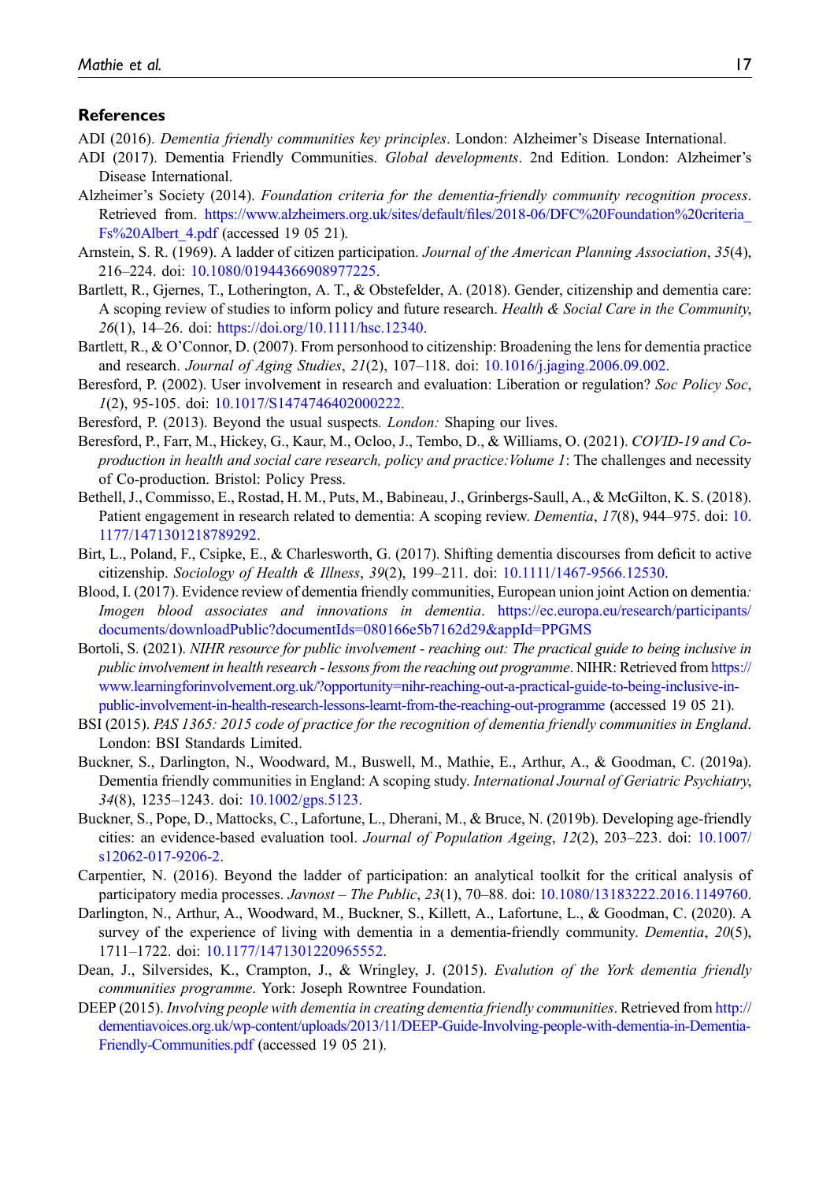## References

ADI (2016). *Dementia friendly communities key principles*. London: Alzheimer's Disease International.

ADI (2017). Dementia Friendly Communities. *Global developments*. 2nd Edition. London: Alzheimer's Disease International.

Alzheimer's Society (2014). *Foundation criteria for the dementia-friendly community recognition process*. Retrieved from. https://www.alzheimers.org.uk/sites/default/files/2018-06/DFC%20Foundation%20criteria_Fs%20Albert_4.pdf (accessed 19 05 21).

Arnstein, S. R. (1969). A ladder of citizen participation. *Journal of the American Planning Association*, *35*(4), 216–224. doi: 10.1080/01944366908977225.

Bartlett, R., Gjernes, T., Lotherington, A. T., & Obstefelder, A. (2018). Gender, citizenship and dementia care: A scoping review of studies to inform policy and future research. *Health & Social Care in the Community*, *26*(1), 14–26. doi: https://doi.org/10.1111/hsc.12340.

Bartlett, R., & O'Connor, D. (2007). From personhood to citizenship: Broadening the lens for dementia practice and research. *Journal of Aging Studies*, *21*(2), 107–118. doi: 10.1016/j.jaging.2006.09.002.

Beresford, P. (2002). User involvement in research and evaluation: Liberation or regulation? *Soc Policy Soc*, *1*(2), 95-105. doi: 10.1017/S1474746402000222.

Beresford, P. (2013). Beyond the usual suspects*. London:* Shaping our lives.

Beresford, P., Farr, M., Hickey, G., Kaur, M., Ocloo, J., Tembo, D., & Williams, O. (2021). *COVID-19 and Co-production in health and social care research, policy and practice:Volume 1*: The challenges and necessity of Co-production. Bristol: Policy Press.

Bethell, J., Commisso, E., Rostad, H. M., Puts, M., Babineau, J., Grinbergs-Saull, A., & McGilton, K. S. (2018). Patient engagement in research related to dementia: A scoping review. *Dementia*, *17*(8), 944–975. doi: 10.1177/1471301218789292.

Birt, L., Poland, F., Csipke, E., & Charlesworth, G. (2017). Shifting dementia discourses from deficit to active citizenship. *Sociology of Health & Illness*, *39*(2), 199–211. doi: 10.1111/1467-9566.12530.

Blood, I. (2017). Evidence review of dementia friendly communities, European union joint Action on dementia*: Imogen blood associates and innovations in dementia*. https://ec.europa.eu/research/participants/documents/downloadPublic?documentIds=080166e5b7162d29&appId=PPGMS

Bortoli, S. (2021). *NIHR resource for public involvement - reaching out: The practical guide to being inclusive in public involvement in health research - lessons from the reaching out programme*. NIHR: Retrieved from https://www.learningforinvolvement.org.uk/?opportunity=nihr-reaching-out-a-practical-guide-to-being-inclusive-in-public-involvement-in-health-research-lessons-learnt-from-the-reaching-out-programme (accessed 19 05 21).

BSI (2015). *PAS 1365: 2015 code of practice for the recognition of dementia friendly communities in England*. London: BSI Standards Limited.

Buckner, S., Darlington, N., Woodward, M., Buswell, M., Mathie, E., Arthur, A., & Goodman, C. (2019a). Dementia friendly communities in England: A scoping study. *International Journal of Geriatric Psychiatry*, *34*(8), 1235–1243. doi: 10.1002/gps.5123.

Buckner, S., Pope, D., Mattocks, C., Lafortune, L., Dherani, M., & Bruce, N. (2019b). Developing age-friendly cities: an evidence-based evaluation tool. *Journal of Population Ageing*, *12*(2), 203–223. doi: 10.1007/s12062-017-9206-2.

Carpentier, N. (2016). Beyond the ladder of participation: an analytical toolkit for the critical analysis of participatory media processes. *Javnost – The Public*, *23*(1), 70–88. doi: 10.1080/13183222.2016.1149760.

Darlington, N., Arthur, A., Woodward, M., Buckner, S., Killett, A., Lafortune, L., & Goodman, C. (2020). A survey of the experience of living with dementia in a dementia-friendly community. *Dementia*, *20*(5), 1711–1722. doi: 10.1177/1471301220965552.

Dean, J., Silversides, K., Crampton, J., & Wringley, J. (2015). *Evalution of the York dementia friendly communities programme*. York: Joseph Rowntree Foundation.

DEEP (2015). *Involving people with dementia in creating dementia friendly communities*. Retrieved from http://dementiavoices.org.uk/wp-content/uploads/2013/11/DEEP-Guide-Involving-people-with-dementia-in-Dementia-Friendly-Communities.pdf (accessed 19 05 21).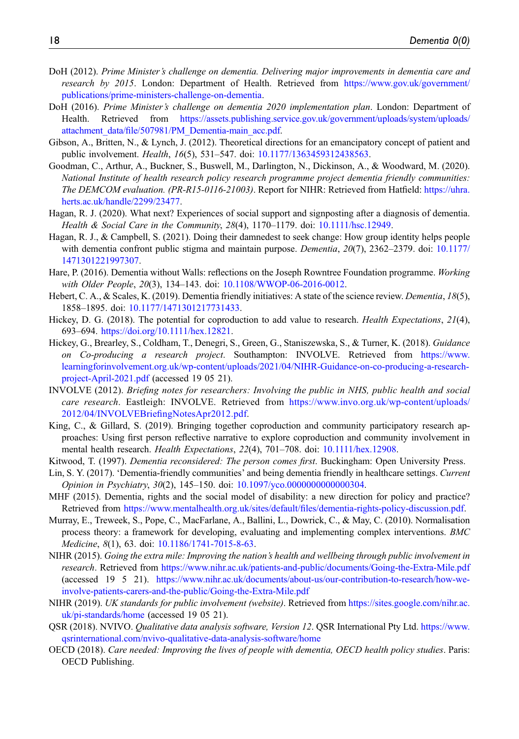DoH (2012). *Prime Minister's challenge on dementia. Delivering major improvements in dementia care and research by 2015*. London: Department of Health. Retrieved from https://www.gov.uk/government/publications/prime-ministers-challenge-on-dementia.

DoH (2016). *Prime Minister's challenge on dementia 2020 implementation plan*. London: Department of Health. Retrieved from https://assets.publishing.service.gov.uk/government/uploads/system/uploads/attachment_data/file/507981/PM_Dementia-main_acc.pdf.

Gibson, A., Britten, N., & Lynch, J. (2012). Theoretical directions for an emancipatory concept of patient and public involvement. *Health*, *16*(5), 531–547. doi: 10.1177/1363459312438563.

Goodman, C., Arthur, A., Buckner, S., Buswell, M., Darlington, N., Dickinson, A., & Woodward, M. (2020). *National Institute of health research policy research programme project dementia friendly communities: The DEMCOM evaluation. (PR-R15-0116-21003)*. Report for NIHR: Retrieved from Hatfield: https://uhra.herts.ac.uk/handle/2299/23477.

Hagan, R. J. (2020). What next? Experiences of social support and signposting after a diagnosis of dementia. *Health & Social Care in the Community*, *28*(4), 1170–1179. doi: 10.1111/hsc.12949.

Hagan, R. J., & Campbell, S. (2021). Doing their damnedest to seek change: How group identity helps people with dementia confront public stigma and maintain purpose. *Dementia*, *20*(7), 2362–2379. doi: 10.1177/1471301221997307.

Hare, P. (2016). Dementia without Walls: reflections on the Joseph Rowntree Foundation programme. *Working with Older People*, *20*(3), 134–143. doi: 10.1108/WWOP-06-2016-0012.

Hebert, C. A., & Scales, K. (2019). Dementia friendly initiatives: A state of the science review. *Dementia*, *18*(5), 1858–1895. doi: 10.1177/1471301217731433.

Hickey, D. G. (2018). The potential for coproduction to add value to research. *Health Expectations*, *21*(4), 693–694. https://doi.org/10.1111/hex.12821.

Hickey, G., Brearley, S., Coldham, T., Denegri, S., Green, G., Staniszewska, S., & Turner, K. (2018). *Guidance on Co-producing a research project*. Southampton: INVOLVE. Retrieved from https://www.learningforinvolvement.org.uk/wp-content/uploads/2021/04/NIHR-Guidance-on-co-producing-a-research-project-April-2021.pdf (accessed 19 05 21).

INVOLVE (2012). *Briefing notes for researchers: Involving the public in NHS, public health and social care research*. Eastleigh: INVOLVE. Retrieved from https://www.invo.org.uk/wp-content/uploads/2012/04/INVOLVEBriefingNotesApr2012.pdf.

King, C., & Gillard, S. (2019). Bringing together coproduction and community participatory research approaches: Using first person reflective narrative to explore coproduction and community involvement in mental health research. *Health Expectations*, *22*(4), 701–708. doi: 10.1111/hex.12908.

Kitwood, T. (1997). *Dementia reconsidered: The person comes first*. Buckingham: Open University Press.

Lin, S. Y. (2017). 'Dementia-friendly communities' and being dementia friendly in healthcare settings. *Current Opinion in Psychiatry*, *30*(2), 145–150. doi: 10.1097/yco.0000000000000304.

MHF (2015). Dementia, rights and the social model of disability: a new direction for policy and practice? Retrieved from https://www.mentalhealth.org.uk/sites/default/files/dementia-rights-policy-discussion.pdf.

Murray, E., Treweek, S., Pope, C., MacFarlane, A., Ballini, L., Dowrick, C., & May, C. (2010). Normalisation process theory: a framework for developing, evaluating and implementing complex interventions. *BMC Medicine*, *8*(1), 63. doi: 10.1186/1741-7015-8-63.

NIHR (2015). *Going the extra mile: Improving the nation's health and wellbeing through public involvement in research*. Retrieved from https://www.nihr.ac.uk/patients-and-public/documents/Going-the-Extra-Mile.pdf (accessed 19 5 21). https://www.nihr.ac.uk/documents/about-us/our-contribution-to-research/how-we-involve-patients-carers-and-the-public/Going-the-Extra-Mile.pdf

NIHR (2019). *UK standards for public involvement (website)*. Retrieved from https://sites.google.com/nihr.ac.uk/pi-standards/home (accessed 19 05 21).

QSR (2018). NVIVO. *Qualitative data analysis software, Version 12*. QSR International Pty Ltd. https://www.qsrinternational.com/nvivo-qualitative-data-analysis-software/home

OECD (2018). *Care needed: Improving the lives of people with dementia, OECD health policy studies*. Paris: OECD Publishing.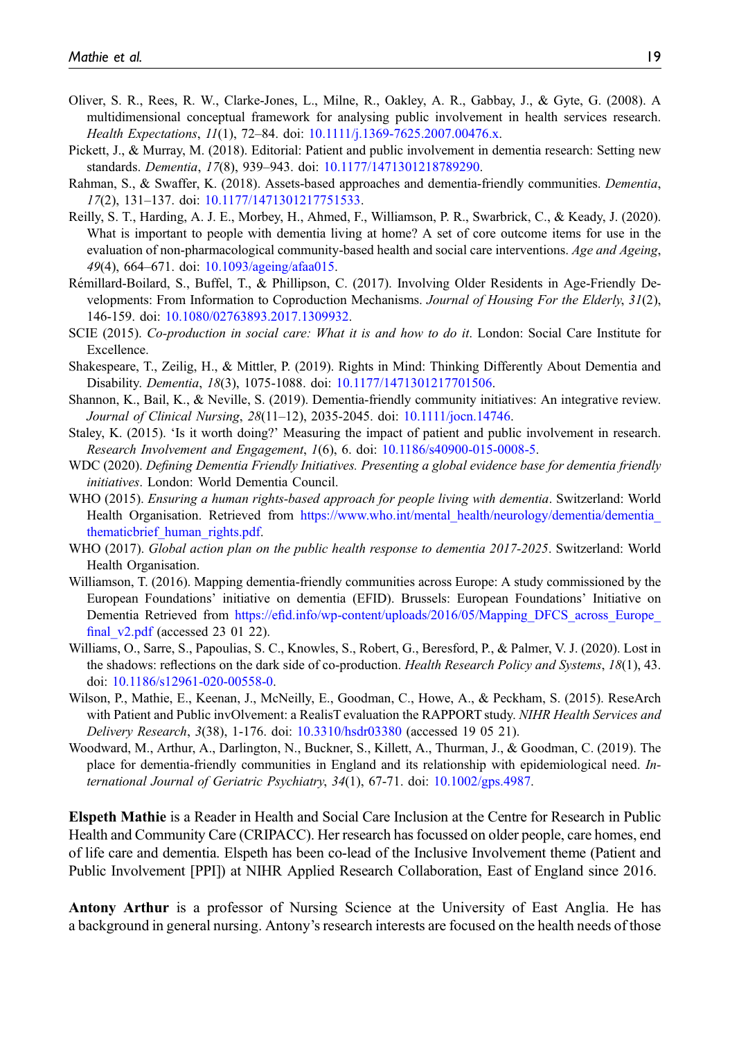Oliver, S. R., Rees, R. W., Clarke-Jones, L., Milne, R., Oakley, A. R., Gabbay, J., & Gyte, G. (2008). A multidimensional conceptual framework for analysing public involvement in health services research. *Health Expectations*, *11*(1), 72–84. doi: 10.1111/j.1369-7625.2007.00476.x.

Pickett, J., & Murray, M. (2018). Editorial: Patient and public involvement in dementia research: Setting new standards. *Dementia*, *17*(8), 939–943. doi: 10.1177/1471301218789290.

Rahman, S., & Swaffer, K. (2018). Assets-based approaches and dementia-friendly communities. *Dementia*, *17*(2), 131–137. doi: 10.1177/1471301217751533.

Reilly, S. T., Harding, A. J. E., Morbey, H., Ahmed, F., Williamson, P. R., Swarbrick, C., & Keady, J. (2020). What is important to people with dementia living at home? A set of core outcome items for use in the evaluation of non-pharmacological community-based health and social care interventions. *Age and Ageing*, *49*(4), 664–671. doi: 10.1093/ageing/afaa015.

Rémillard-Boilard, S., Buffel, T., & Phillipson, C. (2017). Involving Older Residents in Age-Friendly Developments: From Information to Coproduction Mechanisms. *Journal of Housing For the Elderly*, *31*(2), 146-159. doi: 10.1080/02763893.2017.1309932.

SCIE (2015). *Co-production in social care: What it is and how to do it*. London: Social Care Institute for Excellence.

Shakespeare, T., Zeilig, H., & Mittler, P. (2019). Rights in Mind: Thinking Differently About Dementia and Disability. *Dementia*, *18*(3), 1075-1088. doi: 10.1177/1471301217701506.

Shannon, K., Bail, K., & Neville, S. (2019). Dementia-friendly community initiatives: An integrative review. *Journal of Clinical Nursing*, *28*(11–12), 2035-2045. doi: 10.1111/jocn.14746.

Staley, K. (2015). 'Is it worth doing?' Measuring the impact of patient and public involvement in research. *Research Involvement and Engagement*, *1*(6), 6. doi: 10.1186/s40900-015-0008-5.

WDC (2020). *Defining Dementia Friendly Initiatives. Presenting a global evidence base for dementia friendly initiatives*. London: World Dementia Council.

WHO (2015). *Ensuring a human rights-based approach for people living with dementia*. Switzerland: World Health Organisation. Retrieved from https://www.who.int/mental_health/neurology/dementia/dementia_thematicbrief_human_rights.pdf.

WHO (2017). *Global action plan on the public health response to dementia 2017-2025*. Switzerland: World Health Organisation.

Williamson, T. (2016). Mapping dementia-friendly communities across Europe: A study commissioned by the European Foundations' initiative on dementia (EFID). Brussels: European Foundations' Initiative on Dementia Retrieved from https://efid.info/wp-content/uploads/2016/05/Mapping_DFCS_across_Europe_final_v2.pdf (accessed 23 01 22).

Williams, O., Sarre, S., Papoulias, S. C., Knowles, S., Robert, G., Beresford, P., & Palmer, V. J. (2020). Lost in the shadows: reflections on the dark side of co-production. *Health Research Policy and Systems*, *18*(1), 43. doi: 10.1186/s12961-020-00558-0.

Wilson, P., Mathie, E., Keenan, J., McNeilly, E., Goodman, C., Howe, A., & Peckham, S. (2015). ReseArch with Patient and Public invOlvement: a RealisT evaluation the RAPPORT study. *NIHR Health Services and Delivery Research*, *3*(38), 1-176. doi: 10.3310/hsdr03380 (accessed 19 05 21).

Woodward, M., Arthur, A., Darlington, N., Buckner, S., Killett, A., Thurman, J., & Goodman, C. (2019). The place for dementia-friendly communities in England and its relationship with epidemiological need. *International Journal of Geriatric Psychiatry*, *34*(1), 67-71. doi: 10.1002/gps.4987.

**Elspeth Mathie** is a Reader in Health and Social Care Inclusion at the Centre for Research in Public Health and Community Care (CRIPACC). Her research has focussed on older people, care homes, end of life care and dementia. Elspeth has been co-lead of the Inclusive Involvement theme (Patient and Public Involvement [PPI]) at NIHR Applied Research Collaboration, East of England since 2016.

**Antony Arthur** is a professor of Nursing Science at the University of East Anglia. He has a background in general nursing. Antony's research interests are focused on the health needs of those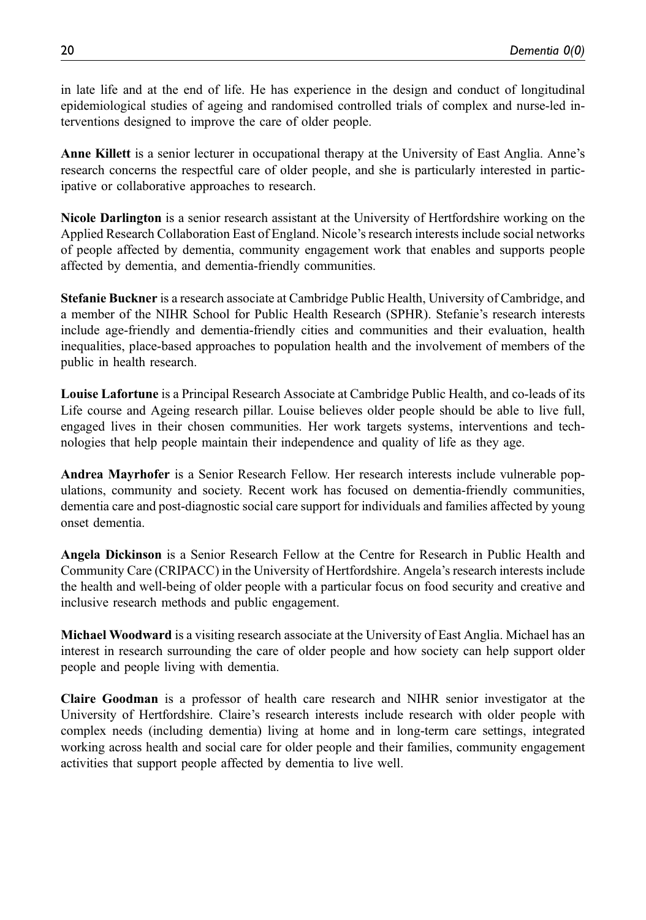in late life and at the end of life. He has experience in the design and conduct of longitudinal epidemiological studies of ageing and randomised controlled trials of complex and nurse-led interventions designed to improve the care of older people.

**Anne Killett** is a senior lecturer in occupational therapy at the University of East Anglia. Anne's research concerns the respectful care of older people, and she is particularly interested in participative or collaborative approaches to research.

**Nicole Darlington** is a senior research assistant at the University of Hertfordshire working on the Applied Research Collaboration East of England. Nicole's research interests include social networks of people affected by dementia, community engagement work that enables and supports people affected by dementia, and dementia-friendly communities.

**Stefanie Buckner** is a research associate at Cambridge Public Health, University of Cambridge, and a member of the NIHR School for Public Health Research (SPHR). Stefanie's research interests include age-friendly and dementia-friendly cities and communities and their evaluation, health inequalities, place-based approaches to population health and the involvement of members of the public in health research.

**Louise Lafortune** is a Principal Research Associate at Cambridge Public Health, and co-leads of its Life course and Ageing research pillar. Louise believes older people should be able to live full, engaged lives in their chosen communities. Her work targets systems, interventions and technologies that help people maintain their independence and quality of life as they age.

**Andrea Mayrhofer** is a Senior Research Fellow. Her research interests include vulnerable populations, community and society. Recent work has focused on dementia-friendly communities, dementia care and post-diagnostic social care support for individuals and families affected by young onset dementia.

**Angela Dickinson** is a Senior Research Fellow at the Centre for Research in Public Health and Community Care (CRIPACC) in the University of Hertfordshire. Angela's research interests include the health and well-being of older people with a particular focus on food security and creative and inclusive research methods and public engagement.

**Michael Woodward** is a visiting research associate at the University of East Anglia. Michael has an interest in research surrounding the care of older people and how society can help support older people and people living with dementia.

**Claire Goodman** is a professor of health care research and NIHR senior investigator at the University of Hertfordshire. Claire's research interests include research with older people with complex needs (including dementia) living at home and in long-term care settings, integrated working across health and social care for older people and their families, community engagement activities that support people affected by dementia to live well.